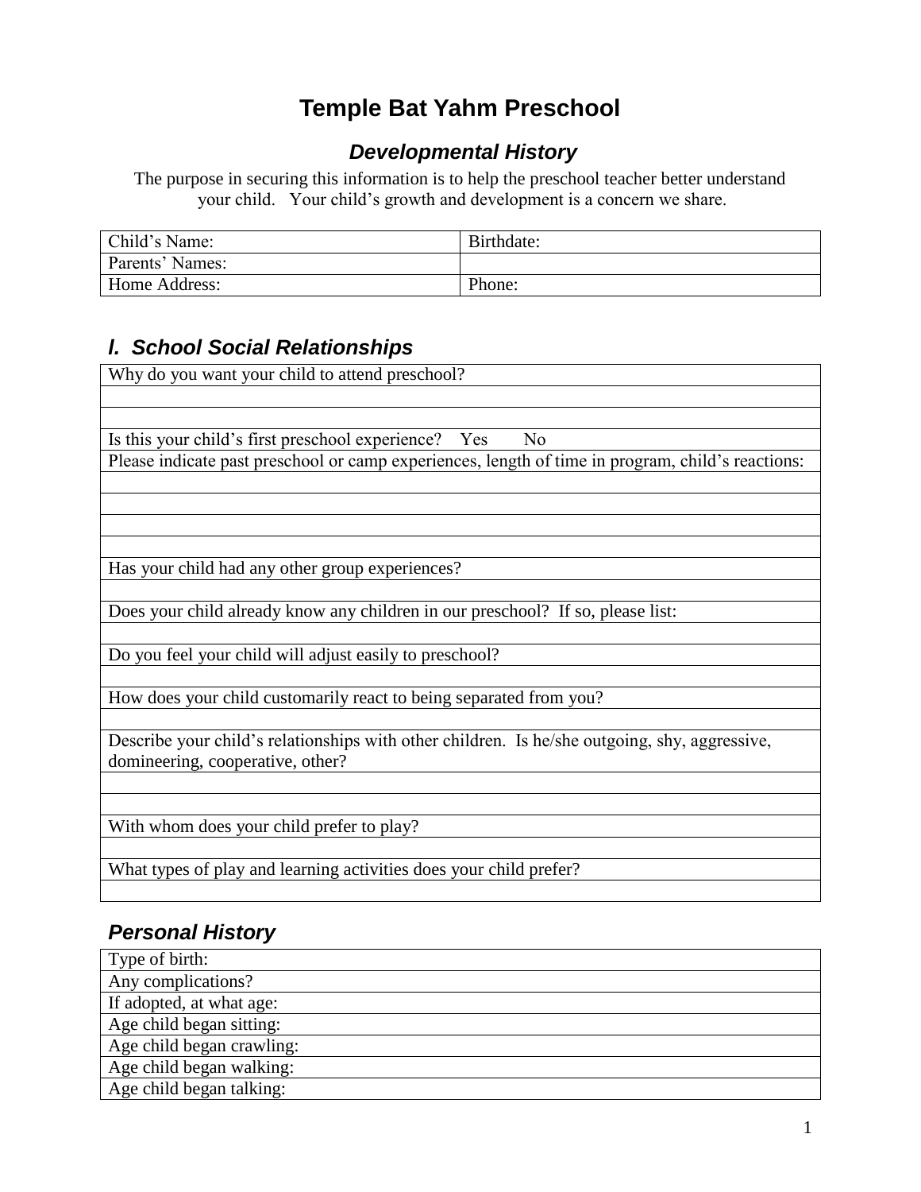# Temple Bat Yahm Preschool

## *Developmental History*

The purpose in securing this information is to help the preschool teacher better understand your child. Your child's growth and development is a concern we share.

| Child's Name: | Birthdate: |
|---|---|
| Parents' Names: | |
| Home Address: | Phone: |

## *I. School Social Relationships*

| Why do you want your child to attend preschool? |
|---|
| |
| |
| Is this your child's first preschool experience? Yes No |
| Please indicate past preschool or camp experiences, length of time in program, child's reactions: |
| |
| |
| |
| |
| Has your child had any other group experiences? |
| |
| Does your child already know any children in our preschool? If so, please list: |
| |
| Do you feel your child will adjust easily to preschool? |
| |
| How does your child customarily react to being separated from you? |
| |
| Describe your child's relationships with other children. Is he/she outgoing, shy, aggressive, domineering, cooperative, other? |
| |
| |
| With whom does your child prefer to play? |
| |
| What types of play and learning activities does your child prefer? |
| |

## *Personal History*

| Type of birth: |
|---|
| Any complications? |
| If adopted, at what age: |
| Age child began sitting: |
| Age child began crawling: |
| Age child began walking: |
| Age child began talking: |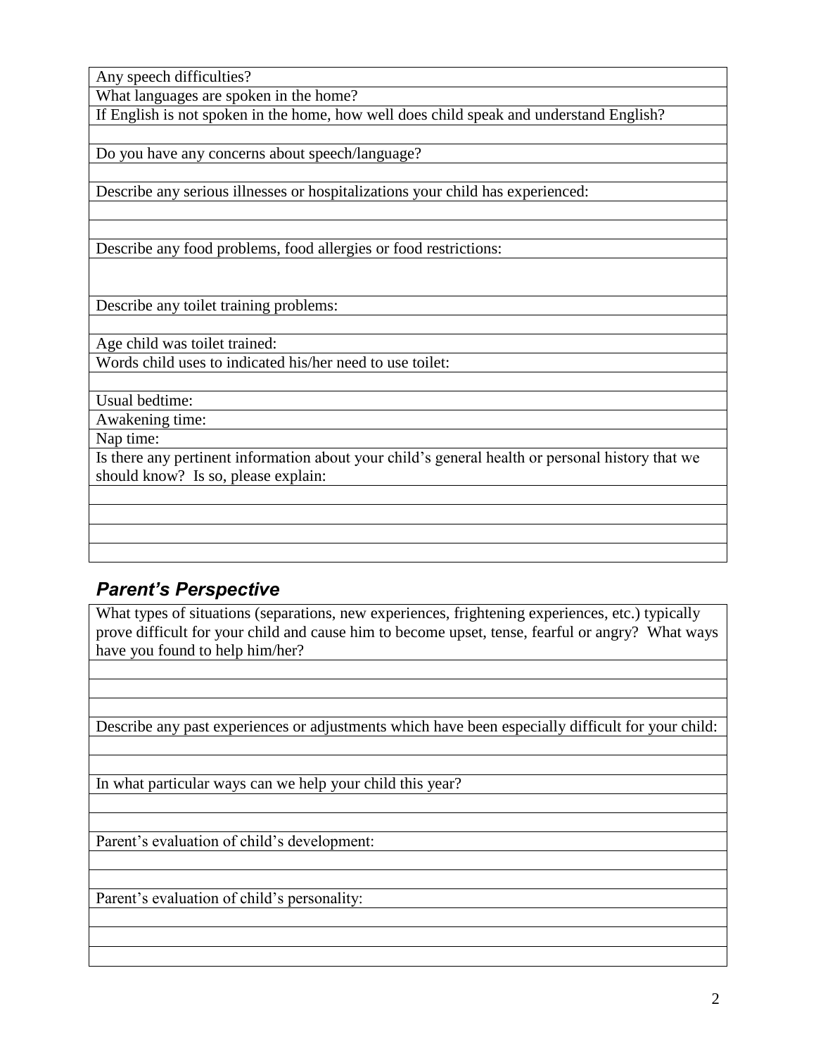Any speech difficulties?

What languages are spoken in the home?

If English is not spoken in the home, how well does child speak and understand English?

Do you have any concerns about speech/language?

Describe any serious illnesses or hospitalizations your child has experienced:

Describe any food problems, food allergies or food restrictions:

Describe any toilet training problems:

Age child was toilet trained:

Words child uses to indicated his/her need to use toilet:

Usual bedtime:

Awakening time:

Nap time:

Is there any pertinent information about your child's general health or personal history that we should know? Is so, please explain:

## *Parent's Perspective*

What types of situations (separations, new experiences, frightening experiences, etc.) typically prove difficult for your child and cause him to become upset, tense, fearful or angry? What ways have you found to help him/her?

Describe any past experiences or adjustments which have been especially difficult for your child:

In what particular ways can we help your child this year?

Parent's evaluation of child's development:

Parent's evaluation of child's personality: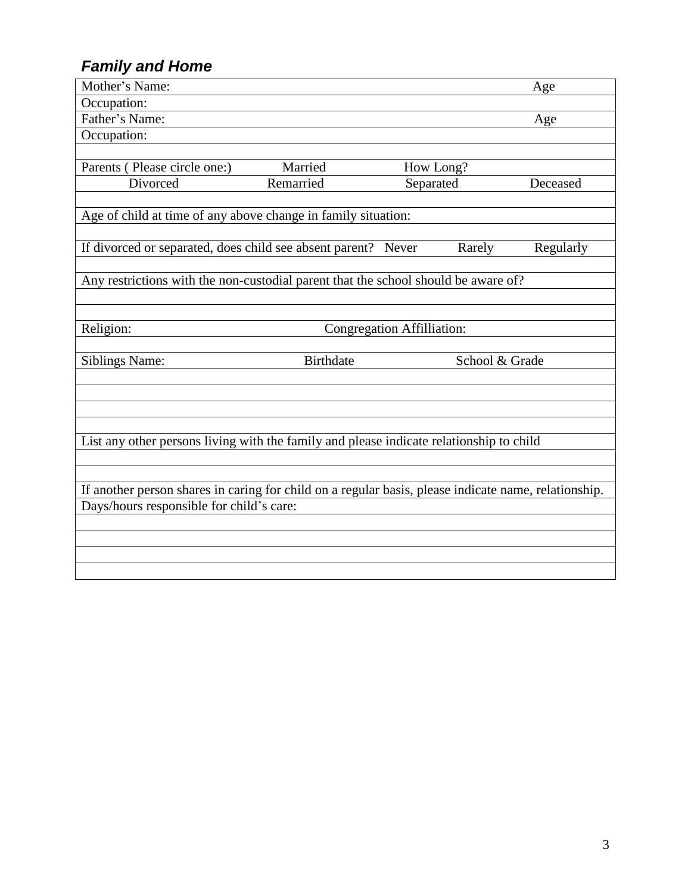### *Family and Home*

| | | | |
|---|---|---|---|
| Mother's Name: | | | Age |
| Occupation: | | | |
| Father's Name: | | | Age |
| Occupation: | | | |
| | | | |
| Parents ( Please circle one:) | Married | How Long? | |
| Divorced | Remarried | Separated | Deceased |
| | | | |
| Age of child at time of any above change in family situation: | | | |
| | | | |
| If divorced or separated, does child see absent parent? | Never | Rarely | Regularly |
| | | | |
| Any restrictions with the non-custodial parent that the school should be aware of? | | | |
| | | | |
| | | | |
| Religion: | Congregation Affilliation: | | |
| | | | |
| Siblings Name: | Birthdate | School & Grade | |
| | | | |
| | | | |
| | | | |
| | | | |
| List any other persons living with the family and please indicate relationship to child | | | |
| | | | |
| | | | |
| If another person shares in caring for child on a regular basis, please indicate name, relationship. | | | |
| Days/hours responsible for child's care: | | | |
| | | | |
| | | | |
| | | | |
| | | | |